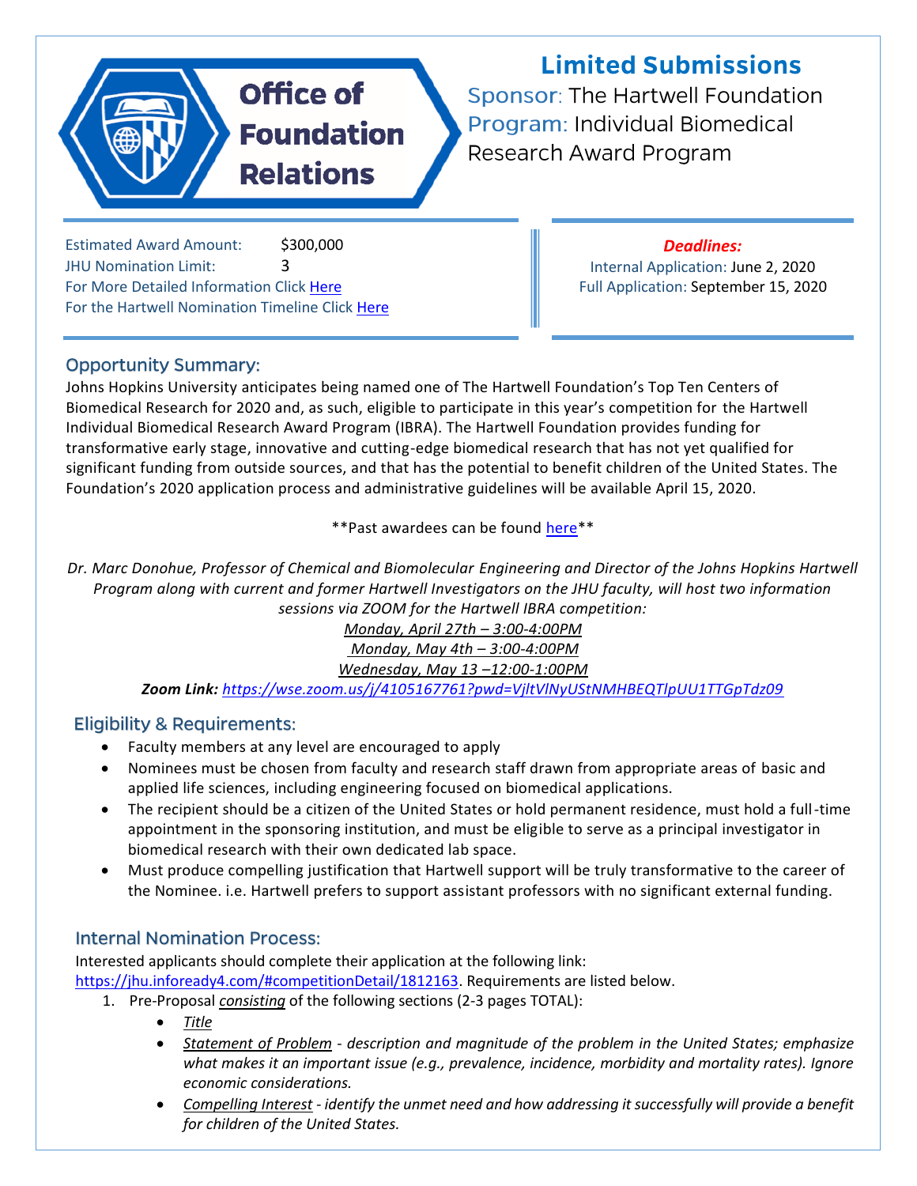# Office of Foundation Relations

## Limited Submissions

**Sponsor:** The Hartwell Foundation
**Program:** Individual Biomedical Research Award Program

Estimated Award Amount: $300,000
JHU Nomination Limit: 3
For More Detailed Information Click Here
For the Hartwell Nomination Timeline Click Here

***Deadlines:***
Internal Application: June 2, 2020
Full Application: September 15, 2020

## Opportunity Summary:

Johns Hopkins University anticipates being named one of The Hartwell Foundation's Top Ten Centers of Biomedical Research for 2020 and, as such, eligible to participate in this year's competition for the Hartwell Individual Biomedical Research Award Program (IBRA). The Hartwell Foundation provides funding for transformative early stage, innovative and cutting-edge biomedical research that has not yet qualified for significant funding from outside sources, and that has the potential to benefit children of the United States. The Foundation's 2020 application process and administrative guidelines will be available April 15, 2020.

**Past awardees can be found here**

*Dr. Marc Donohue, Professor of Chemical and Biomolecular Engineering and Director of the Johns Hopkins Hartwell Program along with current and former Hartwell Investigators on the JHU faculty, will host two information sessions via ZOOM for the Hartwell IBRA competition:*

*Monday, April 27th – 3:00-4:00PM*
*Monday, May 4th – 3:00-4:00PM*
*Wednesday, May 13 –12:00-1:00PM*

***Zoom Link:*** *https://wse.zoom.us/j/4105167761?pwd=VjltVlNyUStNMHBEQTlpUU1TTGpTdz09*

## Eligibility & Requirements:

- Faculty members at any level are encouraged to apply
- Nominees must be chosen from faculty and research staff drawn from appropriate areas of basic and applied life sciences, including engineering focused on biomedical applications.
- The recipient should be a citizen of the United States or hold permanent residence, must hold a full-time appointment in the sponsoring institution, and must be eligible to serve as a principal investigator in biomedical research with their own dedicated lab space.
- Must produce compelling justification that Hartwell support will be truly transformative to the career of the Nominee. i.e. Hartwell prefers to support assistant professors with no significant external funding.

## Internal Nomination Process:

Interested applicants should complete their application at the following link: https://jhu.infoready4.com/#competitionDetail/1812163. Requirements are listed below.

1. Pre-Proposal *consisting* of the following sections (2-3 pages TOTAL):
   - *Title*
   - *Statement of Problem - description and magnitude of the problem in the United States; emphasize what makes it an important issue (e.g., prevalence, incidence, morbidity and mortality rates). Ignore economic considerations.*
   - *Compelling Interest - identify the unmet need and how addressing it successfully will provide a benefit for children of the United States.*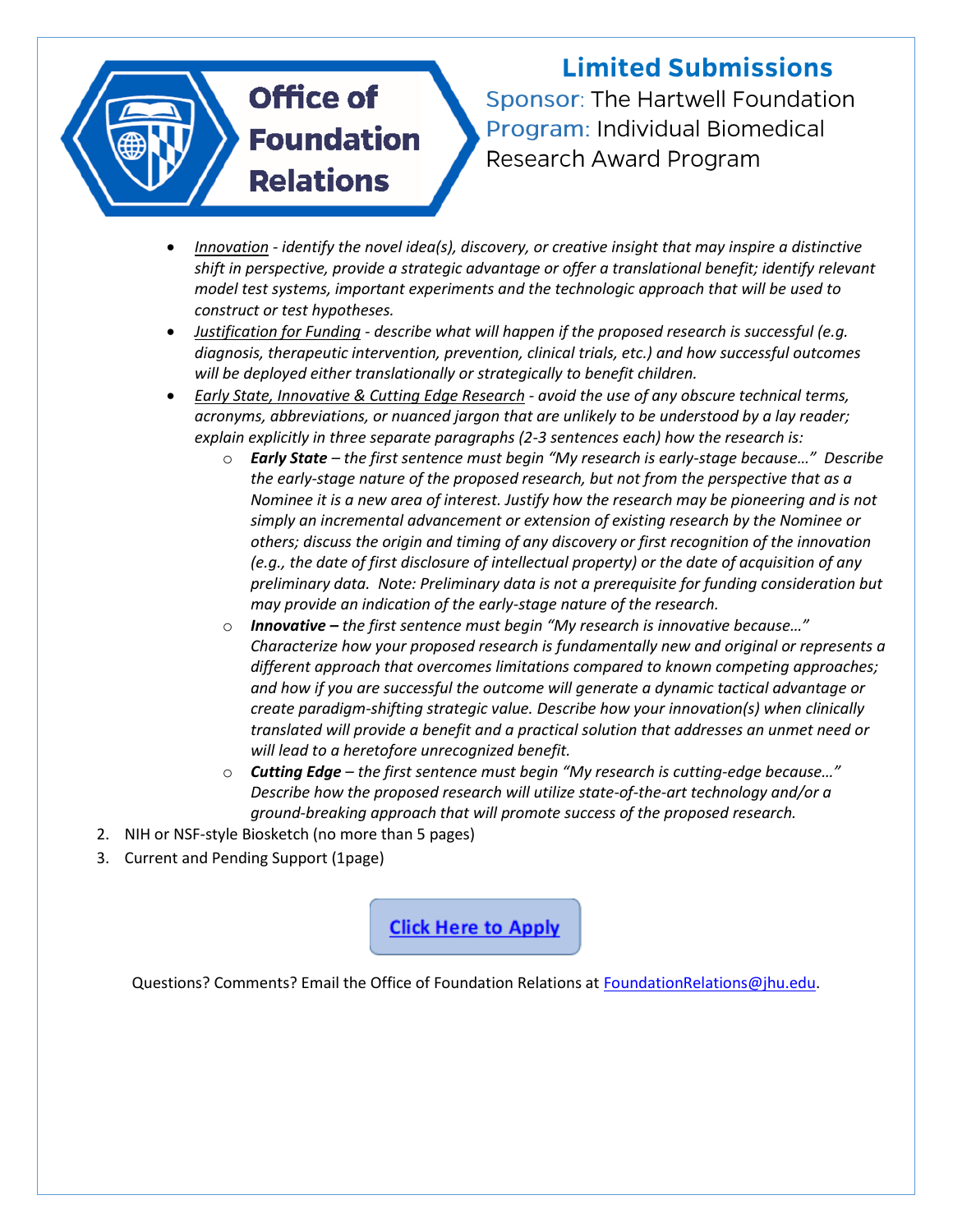# Limited Submissions

Sponsor: The Hartwell Foundation

Program: Individual Biomedical Research Award Program

- *Innovation - identify the novel idea(s), discovery, or creative insight that may inspire a distinctive shift in perspective, provide a strategic advantage or offer a translational benefit; identify relevant model test systems, important experiments and the technologic approach that will be used to construct or test hypotheses.*
- *Justification for Funding - describe what will happen if the proposed research is successful (e.g. diagnosis, therapeutic intervention, prevention, clinical trials, etc.) and how successful outcomes will be deployed either translationally or strategically to benefit children.*
- *Early State, Innovative & Cutting Edge Research - avoid the use of any obscure technical terms, acronyms, abbreviations, or nuanced jargon that are unlikely to be understood by a lay reader; explain explicitly in three separate paragraphs (2-3 sentences each) how the research is:*
    - ***Early State** – the first sentence must begin "My research is early-stage because…" Describe the early-stage nature of the proposed research, but not from the perspective that as a Nominee it is a new area of interest. Justify how the research may be pioneering and is not simply an incremental advancement or extension of existing research by the Nominee or others; discuss the origin and timing of any discovery or first recognition of the innovation (e.g., the date of first disclosure of intellectual property) or the date of acquisition of any preliminary data. Note: Preliminary data is not a prerequisite for funding consideration but may provide an indication of the early-stage nature of the research.*
    - ***Innovative** – the first sentence must begin "My research is innovative because…" Characterize how your proposed research is fundamentally new and original or represents a different approach that overcomes limitations compared to known competing approaches; and how if you are successful the outcome will generate a dynamic tactical advantage or create paradigm-shifting strategic value. Describe how your innovation(s) when clinically translated will provide a benefit and a practical solution that addresses an unmet need or will lead to a heretofore unrecognized benefit.*
    - ***Cutting Edge** – the first sentence must begin "My research is cutting-edge because…" Describe how the proposed research will utilize state-of-the-art technology and/or a ground-breaking approach that will promote success of the proposed research.*

2. NIH or NSF-style Biosketch (no more than 5 pages)
3. Current and Pending Support (1page)

Click Here to Apply

Questions? Comments? Email the Office of Foundation Relations at FoundationRelations@jhu.edu.